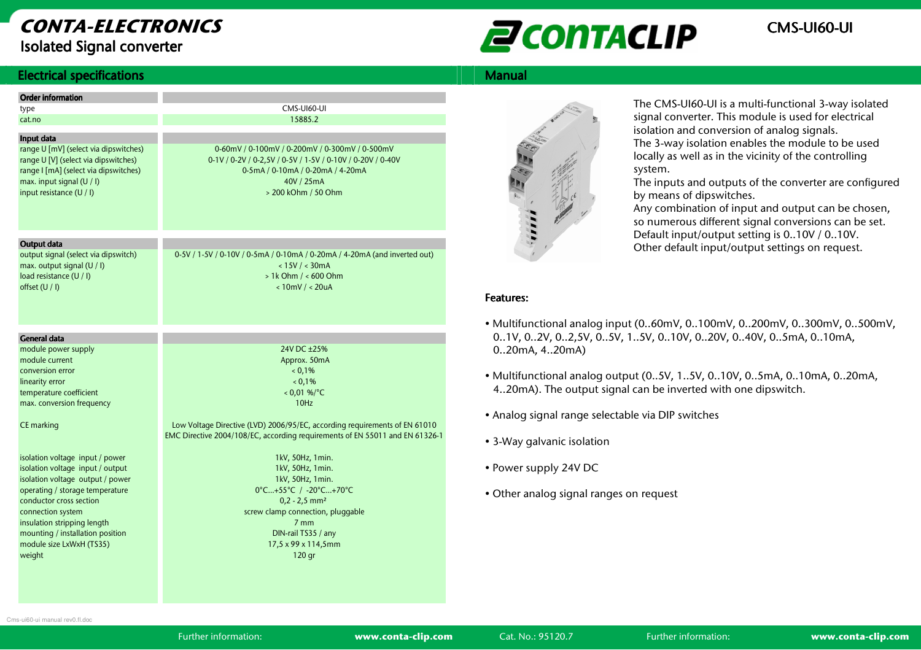# CONTA-ELECTRONICS

## Isolated Signal converter

CONTACLIP

CMS-UI60-UI

## Electrical specifications

| Order information | |
|---|---|
| type | CMS-UI60-UI |
| cat.no | 15885.2 |

| Input data | |
|---|---|
| range U [mV] (select via dipswitches) | 0-60mV / 0-100mV / 0-200mV / 0-300mV / 0-500mV |
| range U [V] (select via dipswitches) | 0-1V / 0-2V / 0-2,5V / 0-5V / 1-5V / 0-10V / 0-20V / 0-40V |
| range I [mA] (select via dipswitches) | 0-5mA / 0-10mA / 0-20mA / 4-20mA |
| max. input signal (U / I) | 40V / 25mA |
| input resistance (U / I) | > 200 kOhm / 50 Ohm |

| Output data | |
|---|---|
| output signal (select via dipswitch) | 0-5V / 1-5V / 0-10V / 0-5mA / 0-10mA / 0-20mA / 4-20mA (and inverted out) |
| max. output signal (U / I) | < 15V / < 30mA |
| load resistance (U / I) | > 1k Ohm / < 600 Ohm |
| offset (U / I) | < 10mV / < 20uA |

| General data | |
|---|---|
| module power supply | 24V DC ±25% |
| module current | Approx. 50mA |
| conversion error | < 0,1% |
| linearity error | < 0,1% |
| temperature coefficient | < 0,01 %/°C |
| max. conversion frequency | 10Hz |
| CE marking | Low Voltage Directive (LVD) 2006/95/EC, according requirements of EN 61010<br>EMC Directive 2004/108/EC, according requirements of EN 55011 and EN 61326-1 |
| isolation voltage input / power | 1kV, 50Hz, 1min. |
| isolation voltage input / output | 1kV, 50Hz, 1min. |
| isolation voltage output / power | 1kV, 50Hz, 1min. |
| operating / storage temperature | 0°C...+55°C / -20°C...+70°C |
| conductor cross section | 0,2 - 2,5 mm² |
| connection system | screw clamp connection, pluggable |
| insulation stripping length | 7 mm |
| mounting / installation position | DIN-rail TS35 / any |
| module size LxWxH (TS35) | 17,5 x 99 x 114,5mm |
| weight | 120 gr |

## Manual

The CMS-UI60-UI is a multi-functional 3-way isolated signal converter. This module is used for electrical isolation and conversion of analog signals.
The 3-way isolation enables the module to be used locally as well as in the vicinity of the controlling system.
The inputs and outputs of the converter are configured by means of dipswitches.
Any combination of input and output can be chosen, so numerous different signal conversions can be set.
Default input/output setting is 0..10V / 0..10V.
Other default input/output settings on request.

### Features:

- Multifunctional analog input (0..60mV, 0..100mV, 0..200mV, 0..300mV, 0..500mV, 0..1V, 0..2V, 0..2,5V, 0..5V, 1..5V, 0..10V, 0..20V, 0..40V, 0..5mA, 0..10mA, 0..20mA, 4..20mA)
- Multifunctional analog output (0..5V, 1..5V, 0..10V, 0..5mA, 0..10mA, 0..20mA, 4..20mA). The output signal can be inverted with one dipswitch.
- Analog signal range selectable via DIP switches
- 3-Way galvanic isolation
- Power supply 24V DC
- Other analog signal ranges on request

Cms-ui60-ui manual rev0.fl.doc

Further information: www.conta-clip.com Cat. No.: 95120.7 Further information: www.conta-clip.com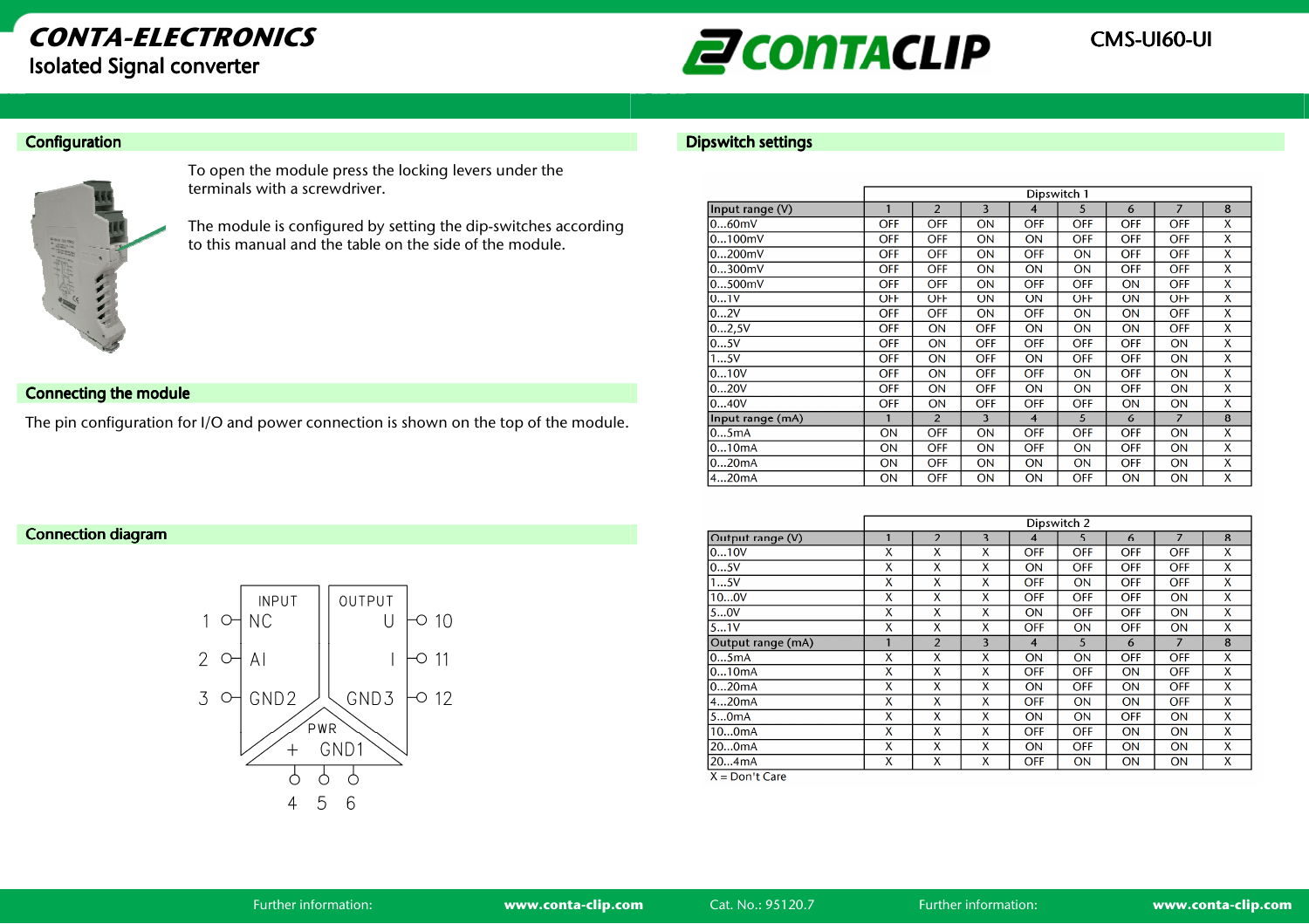# CONTA-ELECTRONICS

Isolated Signal converter

CMS-UI60-UI

## Configuration

To open the module press the locking levers under the terminals with a screwdriver.

The module is configured by setting the dip-switches according to this manual and the table on the side of the module.

## Connecting the module

The pin configuration for I/O and power connection is shown on the top of the module.

## Connection diagram

INPUT
1 NC
2 AI
3 GND2

OUTPUT
U 10
I 11
GND3 12

PWR
+ GND1
4 5 6

## Dipswitch settings

| | Dipswitch 1 | | | | | | | |
|---|---|---|---|---|---|---|---|---|
| Input range (V) | 1 | 2 | 3 | 4 | 5 | 6 | 7 | 8 |
| 0...60mV | OFF | OFF | ON | OFF | OFF | OFF | OFF | X |
| 0...100mV | OFF | OFF | ON | ON | OFF | OFF | OFF | X |
| 0...200mV | OFF | OFF | ON | OFF | ON | OFF | OFF | X |
| 0...300mV | OFF | OFF | ON | ON | ON | OFF | OFF | X |
| 0...500mV | OFF | OFF | ON | OFF | OFF | ON | OFF | X |
| 0...1V | OFF | OFF | ON | ON | OFF | ON | OFF | X |
| 0...2V | OFF | OFF | ON | OFF | ON | ON | OFF | X |
| 0...2,5V | OFF | ON | OFF | ON | ON | ON | OFF | X |
| 0...5V | OFF | ON | OFF | OFF | OFF | OFF | ON | X |
| 1...5V | OFF | ON | OFF | ON | OFF | OFF | ON | X |
| 0...10V | OFF | ON | OFF | OFF | ON | OFF | ON | X |
| 0...20V | OFF | ON | OFF | ON | ON | OFF | ON | X |
| 0...40V | OFF | ON | OFF | OFF | OFF | ON | ON | X |
| Input range (mA) | 1 | 2 | 3 | 4 | 5 | 6 | 7 | 8 |
| 0...5mA | ON | OFF | ON | OFF | OFF | OFF | ON | X |
| 0...10mA | ON | OFF | ON | OFF | ON | OFF | ON | X |
| 0...20mA | ON | OFF | ON | ON | ON | OFF | ON | X |
| 4...20mA | ON | OFF | ON | ON | OFF | ON | ON | X |

| | Dipswitch 2 | | | | | | | |
|---|---|---|---|---|---|---|---|---|
| Output range (V) | 1 | 2 | 3 | 4 | 5 | 6 | 7 | 8 |
| 0...10V | X | X | X | OFF | OFF | OFF | OFF | X |
| 0...5V | X | X | X | ON | OFF | OFF | OFF | X |
| 1...5V | X | X | X | OFF | ON | OFF | OFF | X |
| 10...0V | X | X | X | OFF | OFF | OFF | ON | X |
| 5...0V | X | X | X | ON | OFF | OFF | ON | X |
| 5...1V | X | X | X | OFF | ON | OFF | ON | X |
| Output range (mA) | 1 | 2 | 3 | 4 | 5 | 6 | 7 | 8 |
| 0...5mA | X | X | X | ON | ON | OFF | OFF | X |
| 0...10mA | X | X | X | OFF | OFF | ON | OFF | X |
| 0...20mA | X | X | X | ON | OFF | ON | OFF | X |
| 4...20mA | X | X | X | OFF | ON | ON | OFF | X |
| 5...0mA | X | X | X | ON | ON | OFF | ON | X |
| 10...0mA | X | X | X | OFF | OFF | ON | ON | X |
| 20...0mA | X | X | X | ON | OFF | ON | ON | X |
| 20...4mA | X | X | X | OFF | ON | ON | ON | X |

X = Don't Care

Further information: www.conta-clip.com Cat. No.: 95120.7 Further information: www.conta-clip.com